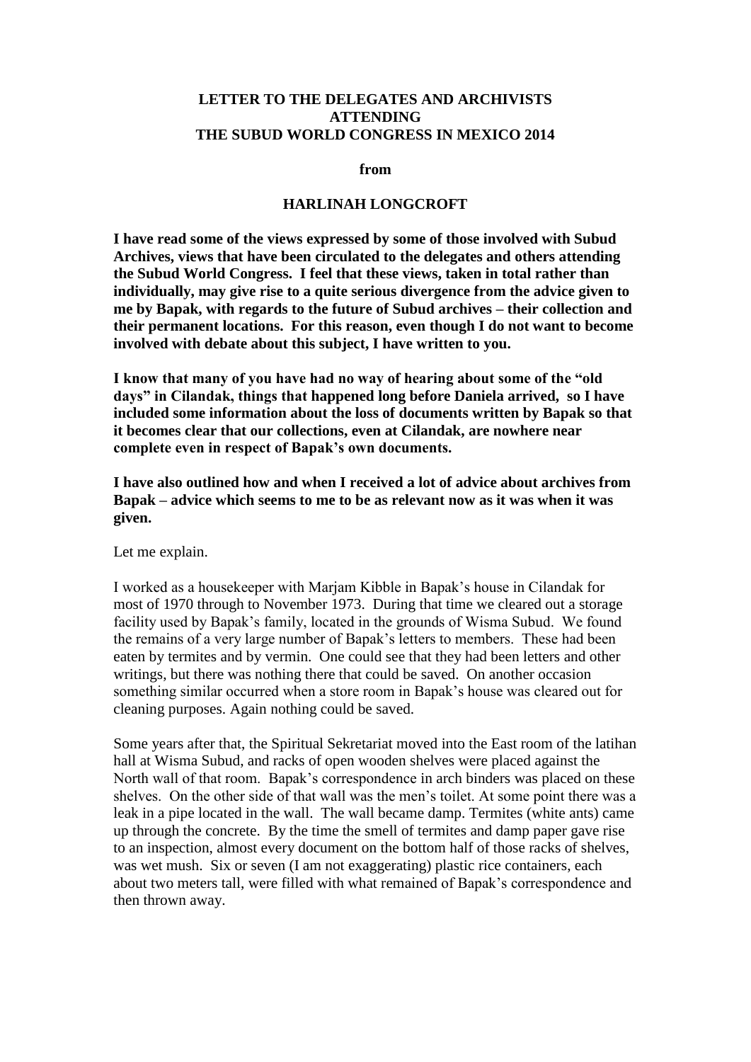**LETTER TO THE DELEGATES AND ARCHIVISTS ATTENDING THE SUBUD WORLD CONGRESS IN MEXICO 2014**

**from**

**HARLINAH LONGCROFT**

**I have read some of the views expressed by some of those involved with Subud Archives, views that have been circulated to the delegates and others attending the Subud World Congress. I feel that these views, taken in total rather than individually, may give rise to a quite serious divergence from the advice given to me by Bapak, with regards to the future of Subud archives – their collection and their permanent locations. For this reason, even though I do not want to become involved with debate about this subject, I have written to you.**

**I know that many of you have had no way of hearing about some of the "old days" in Cilandak, things that happened long before Daniela arrived, so I have included some information about the loss of documents written by Bapak so that it becomes clear that our collections, even at Cilandak, are nowhere near complete even in respect of Bapak's own documents.**

**I have also outlined how and when I received a lot of advice about archives from Bapak – advice which seems to me to be as relevant now as it was when it was given.**

Let me explain.

I worked as a housekeeper with Marjam Kibble in Bapak's house in Cilandak for most of 1970 through to November 1973. During that time we cleared out a storage facility used by Bapak's family, located in the grounds of Wisma Subud. We found the remains of a very large number of Bapak's letters to members. These had been eaten by termites and by vermin. One could see that they had been letters and other writings, but there was nothing there that could be saved. On another occasion something similar occurred when a store room in Bapak's house was cleared out for cleaning purposes. Again nothing could be saved.

Some years after that, the Spiritual Sekretariat moved into the East room of the latihan hall at Wisma Subud, and racks of open wooden shelves were placed against the North wall of that room. Bapak's correspondence in arch binders was placed on these shelves. On the other side of that wall was the men's toilet. At some point there was a leak in a pipe located in the wall. The wall became damp. Termites (white ants) came up through the concrete. By the time the smell of termites and damp paper gave rise to an inspection, almost every document on the bottom half of those racks of shelves, was wet mush. Six or seven (I am not exaggerating) plastic rice containers, each about two meters tall, were filled with what remained of Bapak's correspondence and then thrown away.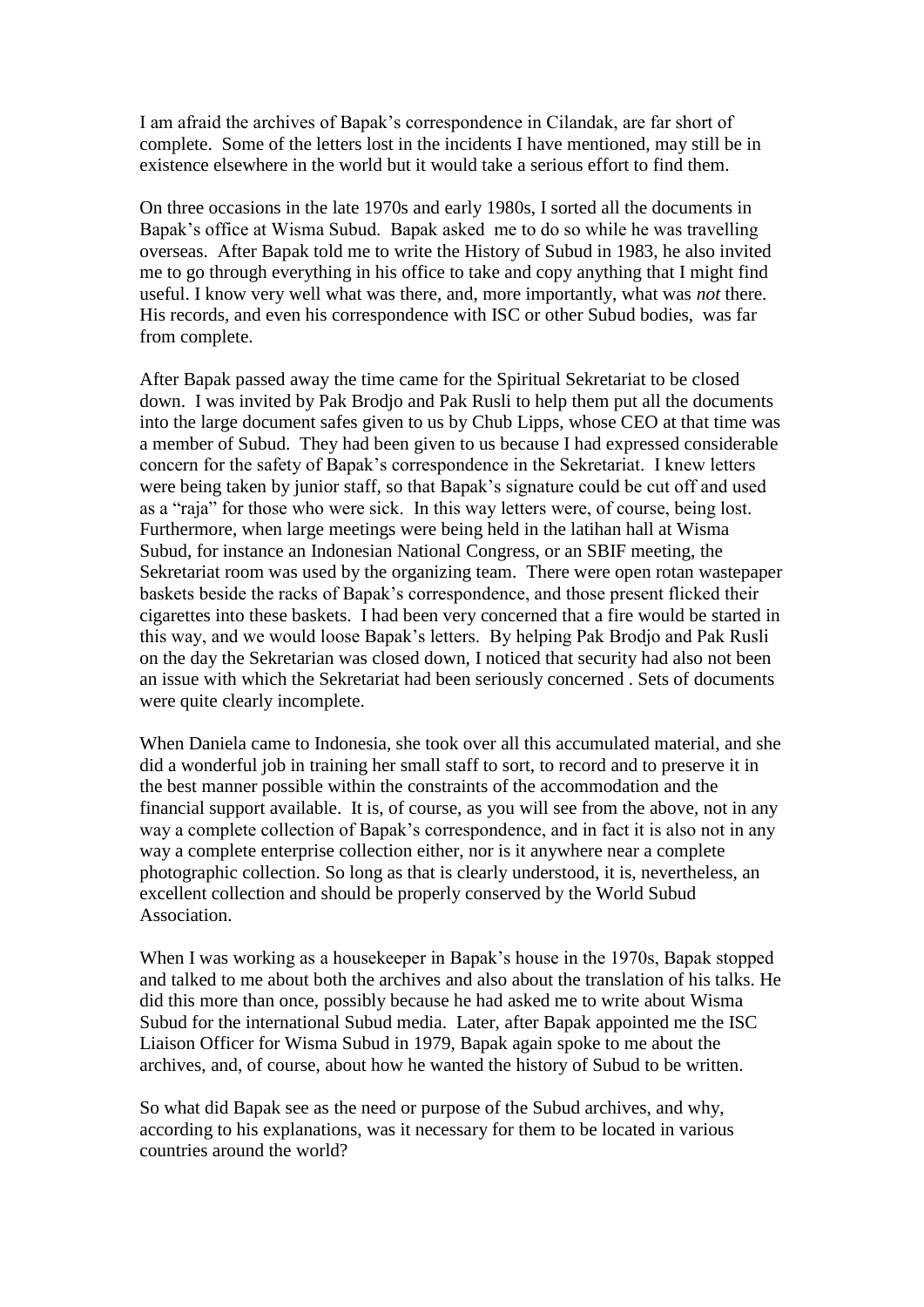I am afraid the archives of Bapak's correspondence in Cilandak, are far short of complete. Some of the letters lost in the incidents I have mentioned, may still be in existence elsewhere in the world but it would take a serious effort to find them.

On three occasions in the late 1970s and early 1980s, I sorted all the documents in Bapak's office at Wisma Subud. Bapak asked me to do so while he was travelling overseas. After Bapak told me to write the History of Subud in 1983, he also invited me to go through everything in his office to take and copy anything that I might find useful. I know very well what was there, and, more importantly, what was *not* there. His records, and even his correspondence with ISC or other Subud bodies, was far from complete.

After Bapak passed away the time came for the Spiritual Sekretariat to be closed down. I was invited by Pak Brodjo and Pak Rusli to help them put all the documents into the large document safes given to us by Chub Lipps, whose CEO at that time was a member of Subud. They had been given to us because I had expressed considerable concern for the safety of Bapak's correspondence in the Sekretariat. I knew letters were being taken by junior staff, so that Bapak's signature could be cut off and used as a "raja" for those who were sick. In this way letters were, of course, being lost. Furthermore, when large meetings were being held in the latihan hall at Wisma Subud, for instance an Indonesian National Congress, or an SBIF meeting, the Sekretariat room was used by the organizing team. There were open rotan wastepaper baskets beside the racks of Bapak's correspondence, and those present flicked their cigarettes into these baskets. I had been very concerned that a fire would be started in this way, and we would loose Bapak's letters. By helping Pak Brodjo and Pak Rusli on the day the Sekretarian was closed down, I noticed that security had also not been an issue with which the Sekretariat had been seriously concerned . Sets of documents were quite clearly incomplete.

When Daniela came to Indonesia, she took over all this accumulated material, and she did a wonderful job in training her small staff to sort, to record and to preserve it in the best manner possible within the constraints of the accommodation and the financial support available. It is, of course, as you will see from the above, not in any way a complete collection of Bapak's correspondence, and in fact it is also not in any way a complete enterprise collection either, nor is it anywhere near a complete photographic collection. So long as that is clearly understood, it is, nevertheless, an excellent collection and should be properly conserved by the World Subud Association.

When I was working as a housekeeper in Bapak's house in the 1970s, Bapak stopped and talked to me about both the archives and also about the translation of his talks. He did this more than once, possibly because he had asked me to write about Wisma Subud for the international Subud media. Later, after Bapak appointed me the ISC Liaison Officer for Wisma Subud in 1979, Bapak again spoke to me about the archives, and, of course, about how he wanted the history of Subud to be written.

So what did Bapak see as the need or purpose of the Subud archives, and why, according to his explanations, was it necessary for them to be located in various countries around the world?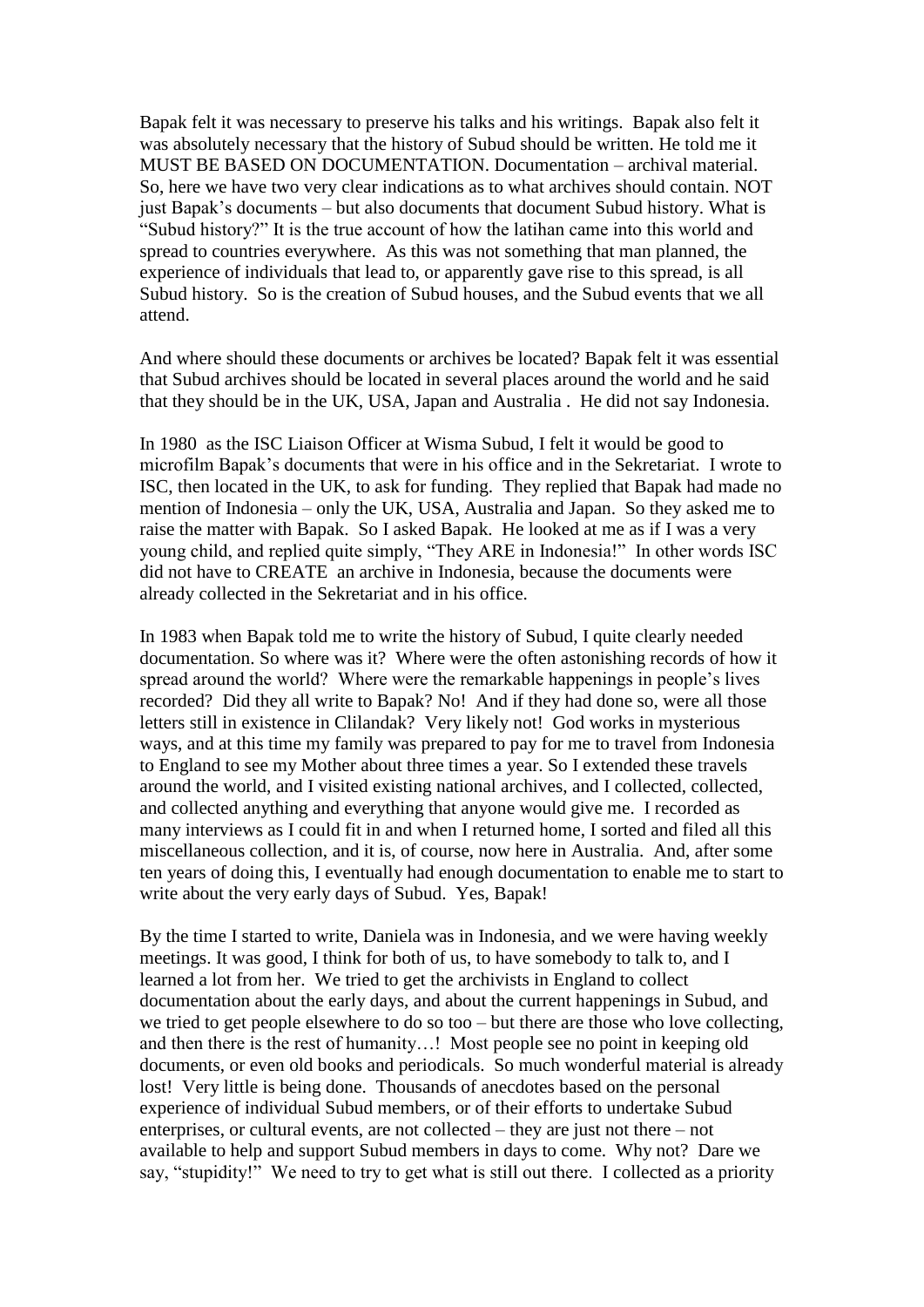Bapak felt it was necessary to preserve his talks and his writings. Bapak also felt it was absolutely necessary that the history of Subud should be written. He told me it MUST BE BASED ON DOCUMENTATION. Documentation – archival material. So, here we have two very clear indications as to what archives should contain. NOT just Bapak's documents – but also documents that document Subud history. What is "Subud history?" It is the true account of how the latihan came into this world and spread to countries everywhere. As this was not something that man planned, the experience of individuals that lead to, or apparently gave rise to this spread, is all Subud history. So is the creation of Subud houses, and the Subud events that we all attend.

And where should these documents or archives be located? Bapak felt it was essential that Subud archives should be located in several places around the world and he said that they should be in the UK, USA, Japan and Australia . He did not say Indonesia.

In 1980 as the ISC Liaison Officer at Wisma Subud, I felt it would be good to microfilm Bapak's documents that were in his office and in the Sekretariat. I wrote to ISC, then located in the UK, to ask for funding. They replied that Bapak had made no mention of Indonesia – only the UK, USA, Australia and Japan. So they asked me to raise the matter with Bapak. So I asked Bapak. He looked at me as if I was a very young child, and replied quite simply, "They ARE in Indonesia!" In other words ISC did not have to CREATE an archive in Indonesia, because the documents were already collected in the Sekretariat and in his office.

In 1983 when Bapak told me to write the history of Subud, I quite clearly needed documentation. So where was it? Where were the often astonishing records of how it spread around the world? Where were the remarkable happenings in people's lives recorded? Did they all write to Bapak? No! And if they had done so, were all those letters still in existence in Cilandak? Very likely not! God works in mysterious ways, and at this time my family was prepared to pay for me to travel from Indonesia to England to see my Mother about three times a year. So I extended these travels around the world, and I visited existing national archives, and I collected, collected, and collected anything and everything that anyone would give me. I recorded as many interviews as I could fit in and when I returned home, I sorted and filed all this miscellaneous collection, and it is, of course, now here in Australia. And, after some ten years of doing this, I eventually had enough documentation to enable me to start to write about the very early days of Subud. Yes, Bapak!

By the time I started to write, Daniela was in Indonesia, and we were having weekly meetings. It was good, I think for both of us, to have somebody to talk to, and I learned a lot from her. We tried to get the archivists in England to collect documentation about the early days, and about the current happenings in Subud, and we tried to get people elsewhere to do so too – but there are those who love collecting, and then there is the rest of humanity…! Most people see no point in keeping old documents, or even old books and periodicals. So much wonderful material is already lost! Very little is being done. Thousands of anecdotes based on the personal experience of individual Subud members, or of their efforts to undertake Subud enterprises, or cultural events, are not collected – they are just not there – not available to help and support Subud members in days to come. Why not? Dare we say, "stupidity!" We need to try to get what is still out there. I collected as a priority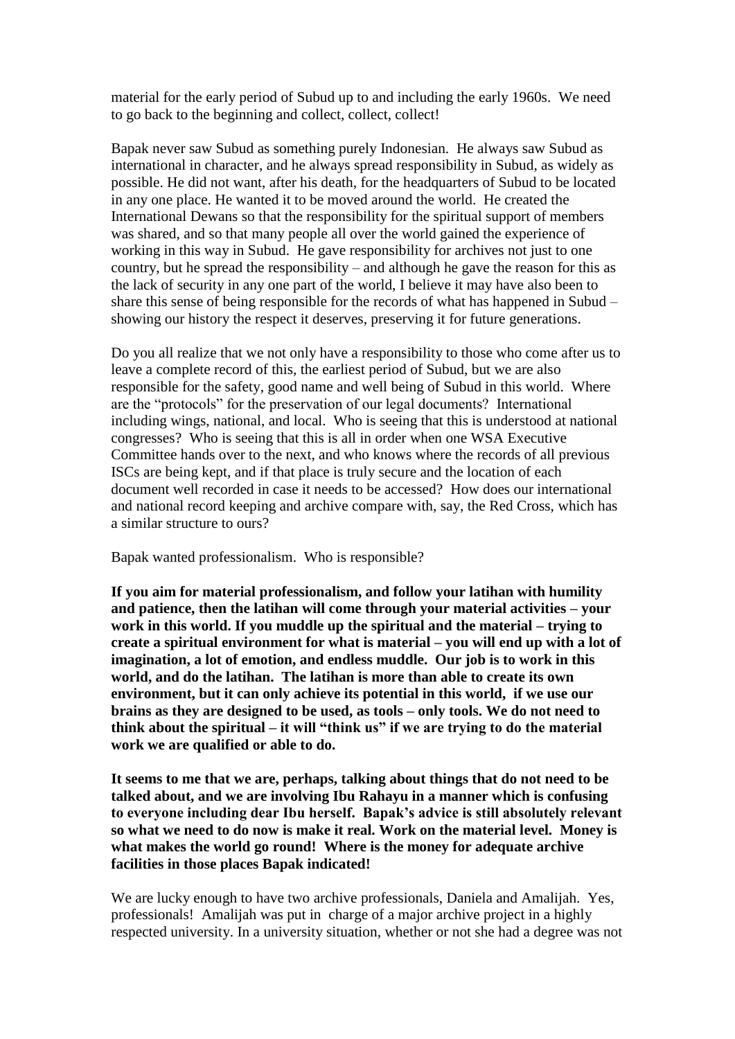material for the early period of Subud up to and including the early 1960s. We need to go back to the beginning and collect, collect, collect!

Bapak never saw Subud as something purely Indonesian. He always saw Subud as international in character, and he always spread responsibility in Subud, as widely as possible. He did not want, after his death, for the headquarters of Subud to be located in any one place. He wanted it to be moved around the world. He created the International Dewans so that the responsibility for the spiritual support of members was shared, and so that many people all over the world gained the experience of working in this way in Subud. He gave responsibility for archives not just to one country, but he spread the responsibility – and although he gave the reason for this as the lack of security in any one part of the world, I believe it may have also been to share this sense of being responsible for the records of what has happened in Subud – showing our history the respect it deserves, preserving it for future generations.

Do you all realize that we not only have a responsibility to those who come after us to leave a complete record of this, the earliest period of Subud, but we are also responsible for the safety, good name and well being of Subud in this world. Where are the "protocols" for the preservation of our legal documents? International including wings, national, and local. Who is seeing that this is understood at national congresses? Who is seeing that this is all in order when one WSA Executive Committee hands over to the next, and who knows where the records of all previous ISCs are being kept, and if that place is truly secure and the location of each document well recorded in case it needs to be accessed? How does our international and national record keeping and archive compare with, say, the Red Cross, which has a similar structure to ours?

Bapak wanted professionalism. Who is responsible?

**If you aim for material professionalism, and follow your latihan with humility and patience, then the latihan will come through your material activities – your work in this world. If you muddle up the spiritual and the material – trying to create a spiritual environment for what is material – you will end up with a lot of imagination, a lot of emotion, and endless muddle. Our job is to work in this world, and do the latihan. The latihan is more than able to create its own environment, but it can only achieve its potential in this world, if we use our brains as they are designed to be used, as tools – only tools. We do not need to think about the spiritual – it will "think us" if we are trying to do the material work we are qualified or able to do.**

**It seems to me that we are, perhaps, talking about things that do not need to be talked about, and we are involving Ibu Rahayu in a manner which is confusing to everyone including dear Ibu herself. Bapak's advice is still absolutely relevant so what we need to do now is make it real. Work on the material level. Money is what makes the world go round! Where is the money for adequate archive facilities in those places Bapak indicated!**

We are lucky enough to have two archive professionals, Daniela and Amalijah. Yes, professionals! Amalijah was put in charge of a major archive project in a highly respected university. In a university situation, whether or not she had a degree was not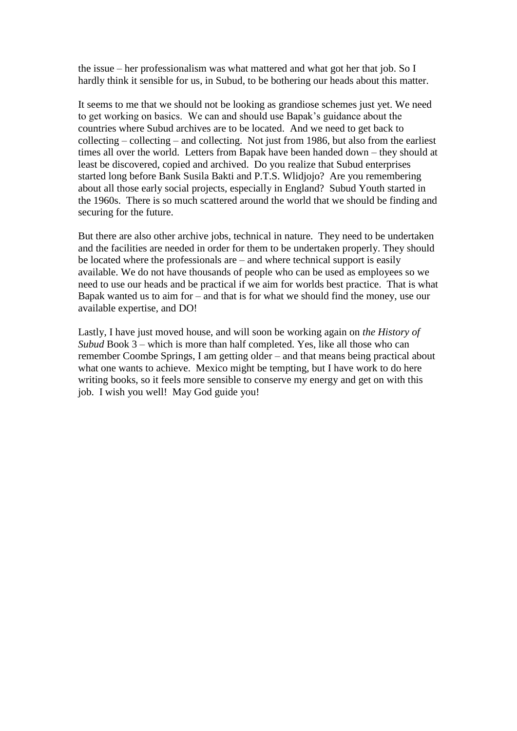the issue – her professionalism was what mattered and what got her that job. So I hardly think it sensible for us, in Subud, to be bothering our heads about this matter.

It seems to me that we should not be looking as grandiose schemes just yet. We need to get working on basics. We can and should use Bapak's guidance about the countries where Subud archives are to be located. And we need to get back to collecting – collecting – and collecting. Not just from 1986, but also from the earliest times all over the world. Letters from Bapak have been handed down – they should at least be discovered, copied and archived. Do you realize that Subud enterprises started long before Bank Susila Bakti and P.T.S. Wlidjojo? Are you remembering about all those early social projects, especially in England? Subud Youth started in the 1960s. There is so much scattered around the world that we should be finding and securing for the future.

But there are also other archive jobs, technical in nature. They need to be undertaken and the facilities are needed in order for them to be undertaken properly. They should be located where the professionals are – and where technical support is easily available. We do not have thousands of people who can be used as employees so we need to use our heads and be practical if we aim for worlds best practice. That is what Bapak wanted us to aim for – and that is for what we should find the money, use our available expertise, and DO!

Lastly, I have just moved house, and will soon be working again on *the History of Subud* Book 3 – which is more than half completed. Yes, like all those who can remember Coombe Springs, I am getting older – and that means being practical about what one wants to achieve. Mexico might be tempting, but I have work to do here writing books, so it feels more sensible to conserve my energy and get on with this job. I wish you well! May God guide you!